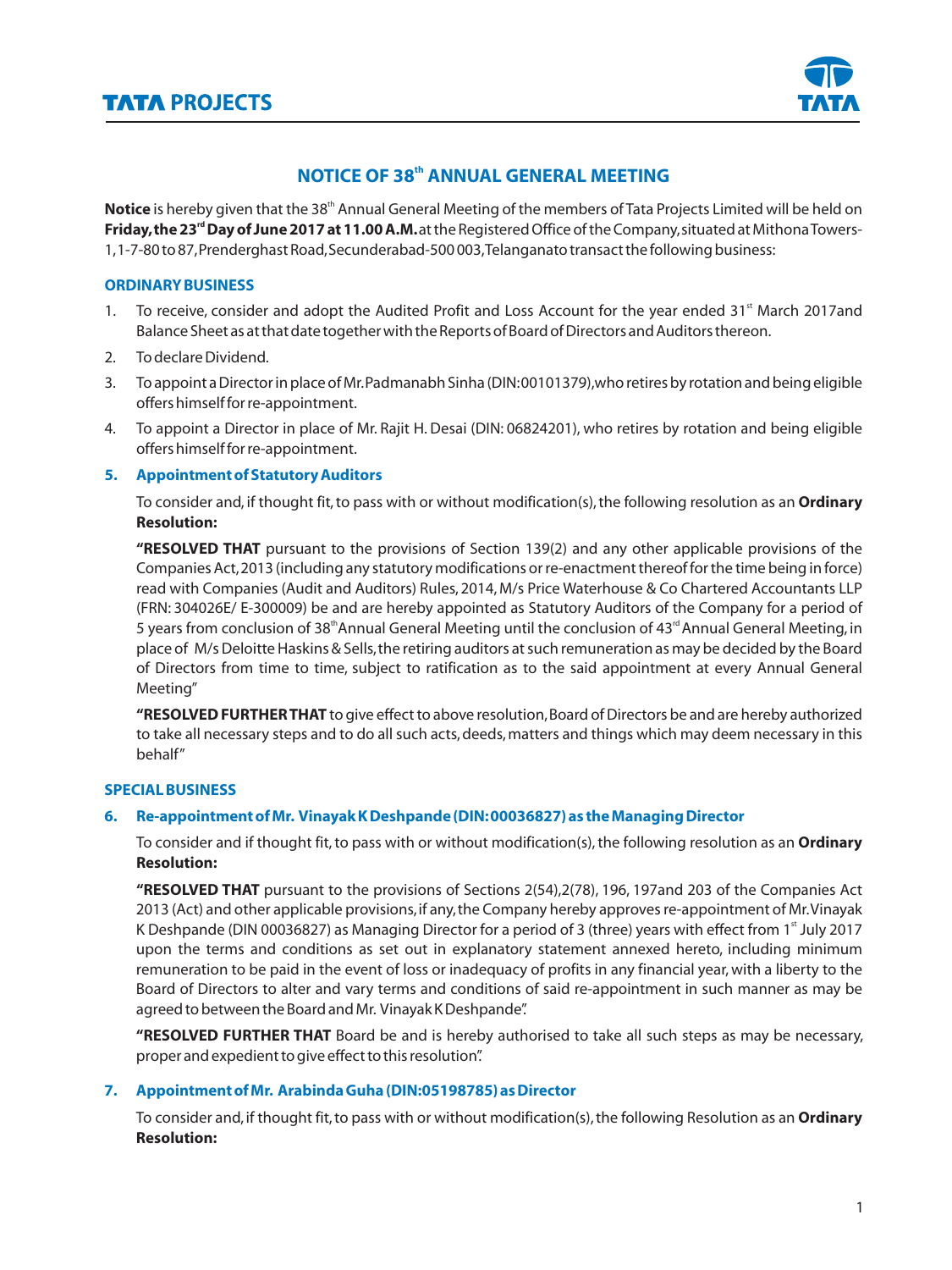# NOTICE OF 38th ANNUAL GENERAL MEETING

**Notice** is hereby given that the 38th Annual General Meeting of the members of Tata Projects Limited will be held on **Friday, the 23rd Day of June 2017 at 11.00 A.M.** at the Registered Office of the Company, situated at Mithona Towers-1, 1-7-80 to 87, Prenderghast Road, Secunderabad-500 003, Telangana to transact the following business:

## ORDINARY BUSINESS

1. To receive, consider and adopt the Audited Profit and Loss Account for the year ended 31st March 2017and Balance Sheet as at that date together with the Reports of Board of Directors and Auditors thereon.
2. To declare Dividend.
3. To appoint a Director in place of Mr. Padmanabh Sinha (DIN:00101379), who retires by rotation and being eligible offers himself for re-appointment.
4. To appoint a Director in place of Mr. Rajit H. Desai (DIN: 06824201), who retires by rotation and being eligible offers himself for re-appointment.

### 5. Appointment of Statutory Auditors

To consider and, if thought fit, to pass with or without modification(s), the following resolution as an **Ordinary Resolution:**

**"RESOLVED THAT** pursuant to the provisions of Section 139(2) and any other applicable provisions of the Companies Act, 2013 (including any statutory modifications or re-enactment thereof for the time being in force) read with Companies (Audit and Auditors) Rules, 2014, M/s Price Waterhouse & Co Chartered Accountants LLP (FRN: 304026E/ E-300009) be and are hereby appointed as Statutory Auditors of the Company for a period of 5 years from conclusion of 38th Annual General Meeting until the conclusion of 43rd Annual General Meeting, in place of M/s Deloitte Haskins & Sells, the retiring auditors at such remuneration as may be decided by the Board of Directors from time to time, subject to ratification as to the said appointment at every Annual General Meeting"

**"RESOLVED FURTHER THAT** to give effect to above resolution, Board of Directors be and are hereby authorized to take all necessary steps and to do all such acts, deeds, matters and things which may deem necessary in this behalf"

## SPECIAL BUSINESS

### 6. Re-appointment of Mr. Vinayak K Deshpande (DIN: 00036827) as the Managing Director

To consider and if thought fit, to pass with or without modification(s), the following resolution as an **Ordinary Resolution:**

**"RESOLVED THAT** pursuant to the provisions of Sections 2(54), 2(78), 196, 197and 203 of the Companies Act 2013 (Act) and other applicable provisions, if any, the Company hereby approves re-appointment of Mr. Vinayak K Deshpande (DIN 00036827) as Managing Director for a period of 3 (three) years with effect from 1st July 2017 upon the terms and conditions as set out in explanatory statement annexed hereto, including minimum remuneration to be paid in the event of loss or inadequacy of profits in any financial year, with a liberty to the Board of Directors to alter and vary terms and conditions of said re-appointment in such manner as may be agreed to between the Board and Mr. Vinayak K Deshpande".

**"RESOLVED FURTHER THAT** Board be and is hereby authorised to take all such steps as may be necessary, proper and expedient to give effect to this resolution".

### 7. Appointment of Mr. Arabinda Guha (DIN:05198785) as Director

To consider and, if thought fit, to pass with or without modification(s), the following Resolution as an **Ordinary Resolution:**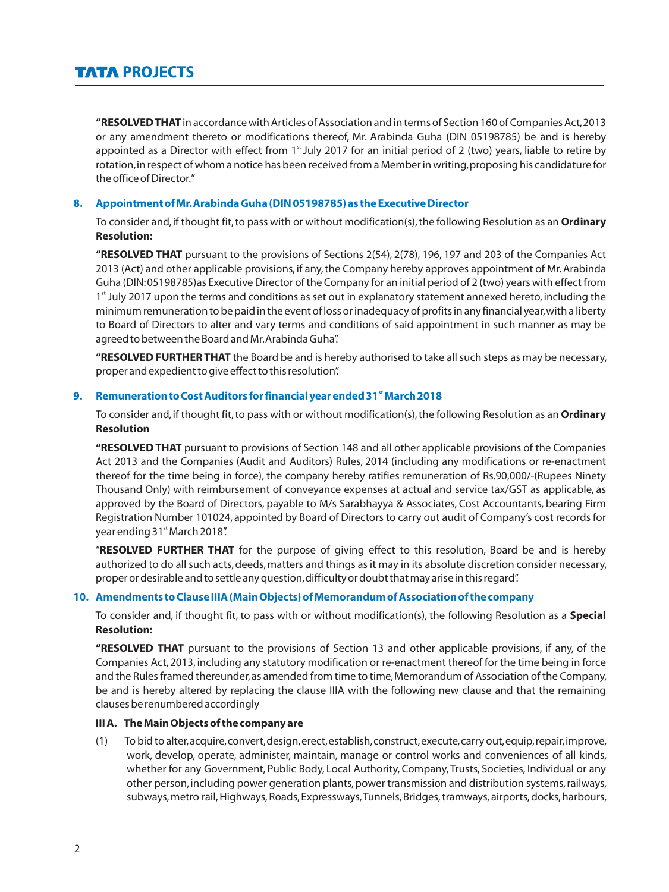**"RESOLVED THAT** in accordance with Articles of Association and in terms of Section 160 of Companies Act, 2013 or any amendment thereto or modifications thereof, Mr. Arabinda Guha (DIN 05198785) be and is hereby appointed as a Director with effect from 1st July 2017 for an initial period of 2 (two) years, liable to retire by rotation, in respect of whom a notice has been received from a Member in writing, proposing his candidature for the office of Director."

### 8. Appointment of Mr. Arabinda Guha (DIN 05198785) as the Executive Director

To consider and, if thought fit, to pass with or without modification(s), the following Resolution as an **Ordinary Resolution:**

**"RESOLVED THAT** pursuant to the provisions of Sections 2(54), 2(78), 196, 197 and 203 of the Companies Act 2013 (Act) and other applicable provisions, if any, the Company hereby approves appointment of Mr. Arabinda Guha (DIN: 05198785)as Executive Director of the Company for an initial period of 2 (two) years with effect from 1st July 2017 upon the terms and conditions as set out in explanatory statement annexed hereto, including the minimum remuneration to be paid in the event of loss or inadequacy of profits in any financial year, with a liberty to Board of Directors to alter and vary terms and conditions of said appointment in such manner as may be agreed to between the Board and Mr. Arabinda Guha".

**"RESOLVED FURTHER THAT** the Board be and is hereby authorised to take all such steps as may be necessary, proper and expedient to give effect to this resolution".

### 9. Remuneration to Cost Auditors for financial year ended 31st March 2018

To consider and, if thought fit, to pass with or without modification(s), the following Resolution as an **Ordinary Resolution**

**"RESOLVED THAT** pursuant to provisions of Section 148 and all other applicable provisions of the Companies Act 2013 and the Companies (Audit and Auditors) Rules, 2014 (including any modifications or re-enactment thereof for the time being in force), the company hereby ratifies remuneration of Rs.90,000/-(Rupees Ninety Thousand Only) with reimbursement of conveyance expenses at actual and service tax/GST as applicable, as approved by the Board of Directors, payable to M/s Sarabhayya & Associates, Cost Accountants, bearing Firm Registration Number 101024, appointed by Board of Directors to carry out audit of Company's cost records for year ending 31st March 2018".

"**RESOLVED FURTHER THAT** for the purpose of giving effect to this resolution, Board be and is hereby authorized to do all such acts, deeds, matters and things as it may in its absolute discretion consider necessary, proper or desirable and to settle any question, difficulty or doubt that may arise in this regard".

### 10. Amendments to Clause IIIA (Main Objects) of Memorandum of Association of the company

To consider and, if thought fit, to pass with or without modification(s), the following Resolution as a **Special Resolution:**

**"RESOLVED THAT** pursuant to the provisions of Section 13 and other applicable provisions, if any, of the Companies Act, 2013, including any statutory modification or re-enactment thereof for the time being in force and the Rules framed thereunder, as amended from time to time, Memorandum of Association of the Company, be and is hereby altered by replacing the clause IIIA with the following new clause and that the remaining clauses be renumbered accordingly

**III A. The Main Objects of the company are**

(1) To bid to alter, acquire, convert, design, erect, establish, construct, execute, carry out, equip, repair, improve, work, develop, operate, administer, maintain, manage or control works and conveniences of all kinds, whether for any Government, Public Body, Local Authority, Company, Trusts, Societies, Individual or any other person, including power generation plants, power transmission and distribution systems, railways, subways, metro rail, Highways, Roads, Expressways, Tunnels, Bridges, tramways, airports, docks, harbours,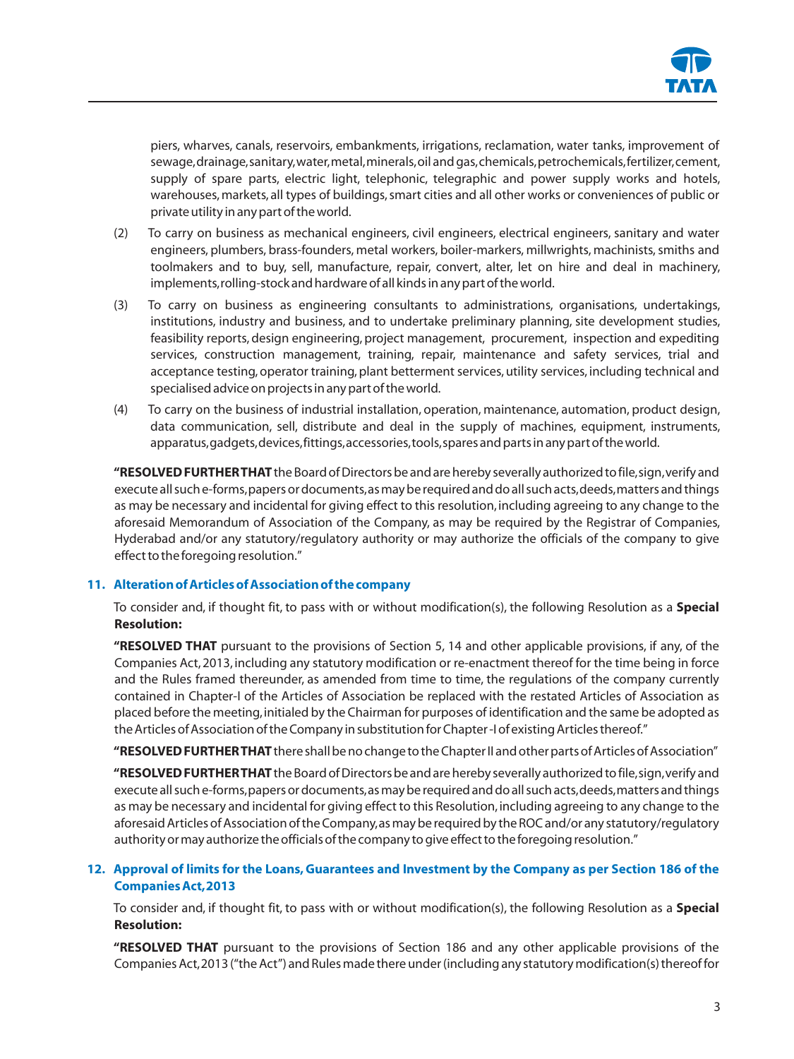piers, wharves, canals, reservoirs, embankments, irrigations, reclamation, water tanks, improvement of sewage, drainage, sanitary, water, metal, minerals, oil and gas, chemicals, petrochemicals, fertilizer, cement, supply of spare parts, electric light, telephonic, telegraphic and power supply works and hotels, warehouses, markets, all types of buildings, smart cities and all other works or conveniences of public or private utility in any part of the world.

(2) To carry on business as mechanical engineers, civil engineers, electrical engineers, sanitary and water engineers, plumbers, brass-founders, metal workers, boiler-markers, millwrights, machinists, smiths and toolmakers and to buy, sell, manufacture, repair, convert, alter, let on hire and deal in machinery, implements, rolling-stock and hardware of all kinds in any part of the world.

(3) To carry on business as engineering consultants to administrations, organisations, undertakings, institutions, industry and business, and to undertake preliminary planning, site development studies, feasibility reports, design engineering, project management, procurement, inspection and expediting services, construction management, training, repair, maintenance and safety services, trial and acceptance testing, operator training, plant betterment services, utility services, including technical and specialised advice on projects in any part of the world.

(4) To carry on the business of industrial installation, operation, maintenance, automation, product design, data communication, sell, distribute and deal in the supply of machines, equipment, instruments, apparatus, gadgets, devices, fittings, accessories, tools, spares and parts in any part of the world.

**"RESOLVED FURTHER THAT** the Board of Directors be and are hereby severally authorized to file, sign, verify and execute all such e-forms, papers or documents, as may be required and do all such acts, deeds, matters and things as may be necessary and incidental for giving effect to this resolution, including agreeing to any change to the aforesaid Memorandum of Association of the Company, as may be required by the Registrar of Companies, Hyderabad and/or any statutory/regulatory authority or may authorize the officials of the company to give effect to the foregoing resolution."

### 11. Alteration of Articles of Association of the company

To consider and, if thought fit, to pass with or without modification(s), the following Resolution as a **Special Resolution:**

**"RESOLVED THAT** pursuant to the provisions of Section 5, 14 and other applicable provisions, if any, of the Companies Act, 2013, including any statutory modification or re-enactment thereof for the time being in force and the Rules framed thereunder, as amended from time to time, the regulations of the company currently contained in Chapter-I of the Articles of Association be replaced with the restated Articles of Association as placed before the meeting, initialed by the Chairman for purposes of identification and the same be adopted as the Articles of Association of the Company in substitution for Chapter -I of existing Articles thereof."

**"RESOLVED FURTHER THAT** there shall be no change to the Chapter II and other parts of Articles of Association"

**"RESOLVED FURTHER THAT** the Board of Directors be and are hereby severally authorized to file, sign, verify and execute all such e-forms, papers or documents, as may be required and do all such acts, deeds, matters and things as may be necessary and incidental for giving effect to this Resolution, including agreeing to any change to the aforesaid Articles of Association of the Company, as may be required by the ROC and/or any statutory/regulatory authority or may authorize the officials of the company to give effect to the foregoing resolution."

### 12. Approval of limits for the Loans, Guarantees and Investment by the Company as per Section 186 of the Companies Act, 2013

To consider and, if thought fit, to pass with or without modification(s), the following Resolution as a **Special Resolution:**

**"RESOLVED THAT** pursuant to the provisions of Section 186 and any other applicable provisions of the Companies Act, 2013 ("the Act") and Rules made there under (including any statutory modification(s) thereof for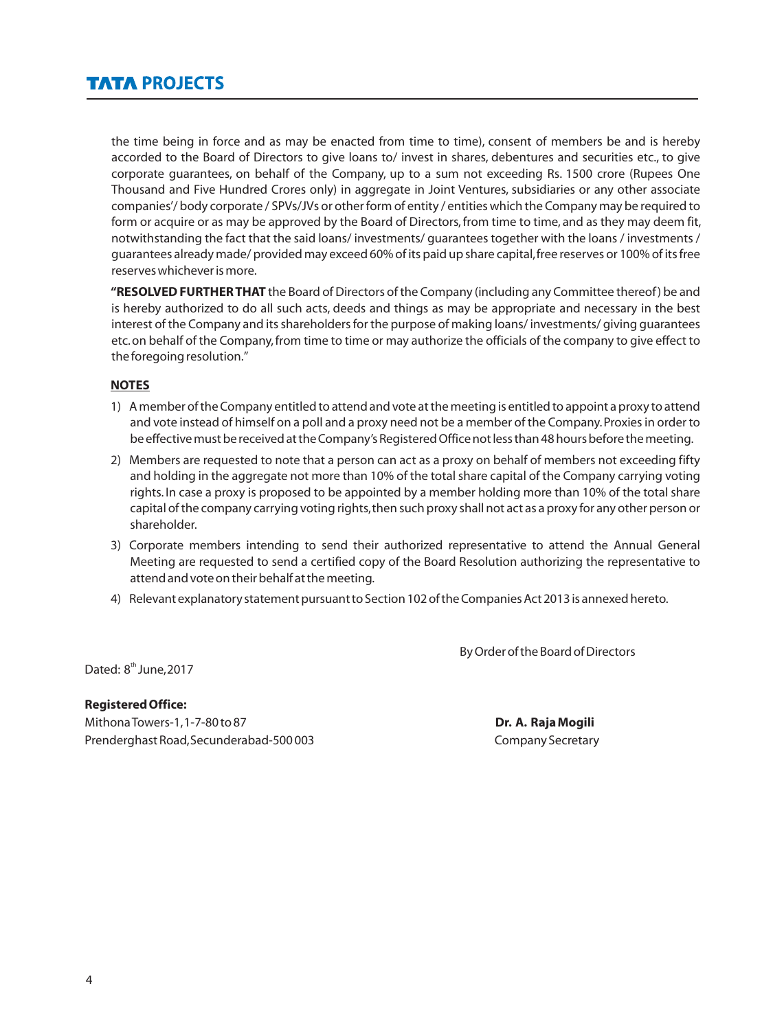the time being in force and as may be enacted from time to time), consent of members be and is hereby accorded to the Board of Directors to give loans to/ invest in shares, debentures and securities etc., to give corporate guarantees, on behalf of the Company, up to a sum not exceeding Rs. 1500 crore (Rupees One Thousand and Five Hundred Crores only) in aggregate in Joint Ventures, subsidiaries or any other associate companies'/ body corporate / SPVs/JVs or other form of entity / entities which the Company may be required to form or acquire or as may be approved by the Board of Directors, from time to time, and as they may deem fit, notwithstanding the fact that the said loans/ investments/ guarantees together with the loans / investments / guarantees already made/ provided may exceed 60% of its paid up share capital, free reserves or 100% of its free reserves whichever is more.

**"RESOLVED FURTHER THAT** the Board of Directors of the Company (including any Committee thereof) be and is hereby authorized to do all such acts, deeds and things as may be appropriate and necessary in the best interest of the Company and its shareholders for the purpose of making loans/ investments/ giving guarantees etc. on behalf of the Company, from time to time or may authorize the officials of the company to give effect to the foregoing resolution."

**NOTES**

1) A member of the Company entitled to attend and vote at the meeting is entitled to appoint a proxy to attend and vote instead of himself on a poll and a proxy need not be a member of the Company. Proxies in order to be effective must be received at the Company's Registered Office not less than 48 hours before the meeting.

2) Members are requested to note that a person can act as a proxy on behalf of members not exceeding fifty and holding in the aggregate not more than 10% of the total share capital of the Company carrying voting rights. In case a proxy is proposed to be appointed by a member holding more than 10% of the total share capital of the company carrying voting rights, then such proxy shall not act as a proxy for any other person or shareholder.

3) Corporate members intending to send their authorized representative to attend the Annual General Meeting are requested to send a certified copy of the Board Resolution authorizing the representative to attend and vote on their behalf at the meeting.

4) Relevant explanatory statement pursuant to Section 102 of the Companies Act 2013 is annexed hereto.

By Order of the Board of Directors

Dated: 8th June, 2017

**Registered Office:**
Mithona Towers-1, 1-7-80 to 87
Prenderghast Road, Secunderabad-500 003

**Dr. A. Raja Mogili**
Company Secretary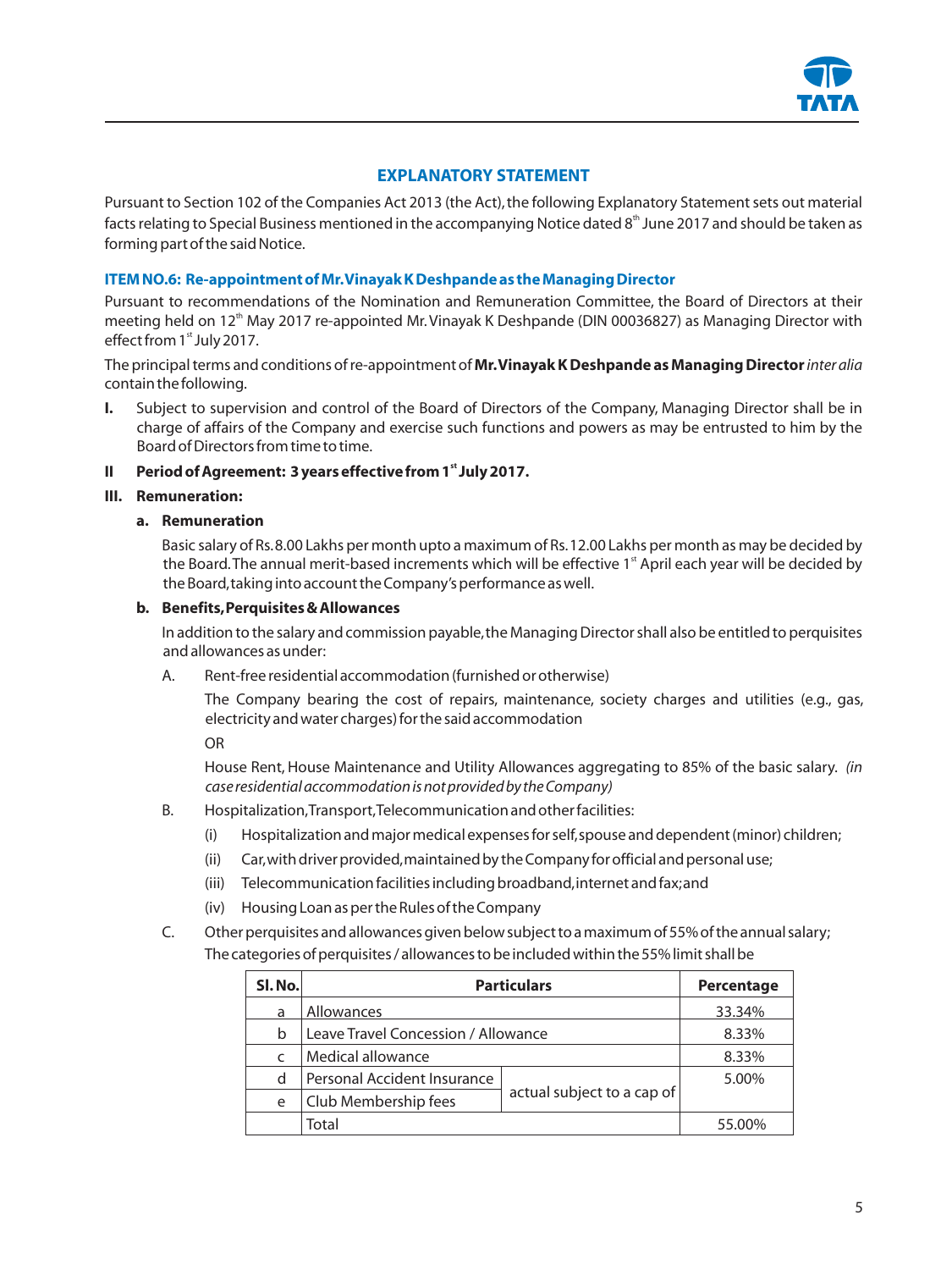## EXPLANATORY STATEMENT

Pursuant to Section 102 of the Companies Act 2013 (the Act), the following Explanatory Statement sets out material facts relating to Special Business mentioned in the accompanying Notice dated 8th June 2017 and should be taken as forming part of the said Notice.

### ITEM NO.6: Re-appointment of Mr. Vinayak K Deshpande as the Managing Director

Pursuant to recommendations of the Nomination and Remuneration Committee, the Board of Directors at their meeting held on 12th May 2017 re-appointed Mr. Vinayak K Deshpande (DIN 00036827) as Managing Director with effect from 1st July 2017.

The principal terms and conditions of re-appointment of **Mr. Vinayak K Deshpande as Managing Director** *inter alia* contain the following.

**I.** Subject to supervision and control of the Board of Directors of the Company, Managing Director shall be in charge of affairs of the Company and exercise such functions and powers as may be entrusted to him by the Board of Directors from time to time.

**II Period of Agreement: 3 years effective from 1st July 2017.**

**III. Remuneration:**

**a. Remuneration**

Basic salary of Rs. 8.00 Lakhs per month upto a maximum of Rs. 12.00 Lakhs per month as may be decided by the Board. The annual merit-based increments which will be effective 1st April each year will be decided by the Board, taking into account the Company's performance as well.

**b. Benefits, Perquisites & Allowances**

In addition to the salary and commission payable, the Managing Director shall also be entitled to perquisites and allowances as under:

A. Rent-free residential accommodation (furnished or otherwise)

The Company bearing the cost of repairs, maintenance, society charges and utilities (e.g., gas, electricity and water charges) for the said accommodation

OR

House Rent, House Maintenance and Utility Allowances aggregating to 85% of the basic salary. *(in case residential accommodation is not provided by the Company)*

B. Hospitalization, Transport, Telecommunication and other facilities:

(i) Hospitalization and major medical expenses for self, spouse and dependent (minor) children;

(ii) Car, with driver provided, maintained by the Company for official and personal use;

(iii) Telecommunication facilities including broadband, internet and fax; and

(iv) Housing Loan as per the Rules of the Company

C. Other perquisites and allowances given below subject to a maximum of 55% of the annual salary; The categories of perquisites / allowances to be included within the 55% limit shall be

| Sl. No. | Particulars | | Percentage |
|---|---|---|---|
| a | Allowances | | 33.34% |
| b | Leave Travel Concession / Allowance | | 8.33% |
| c | Medical allowance | | 8.33% |
| d | Personal Accident Insurance | actual subject to a cap of | 5.00% |
| e | Club Membership fees | | |
| | Total | | 55.00% |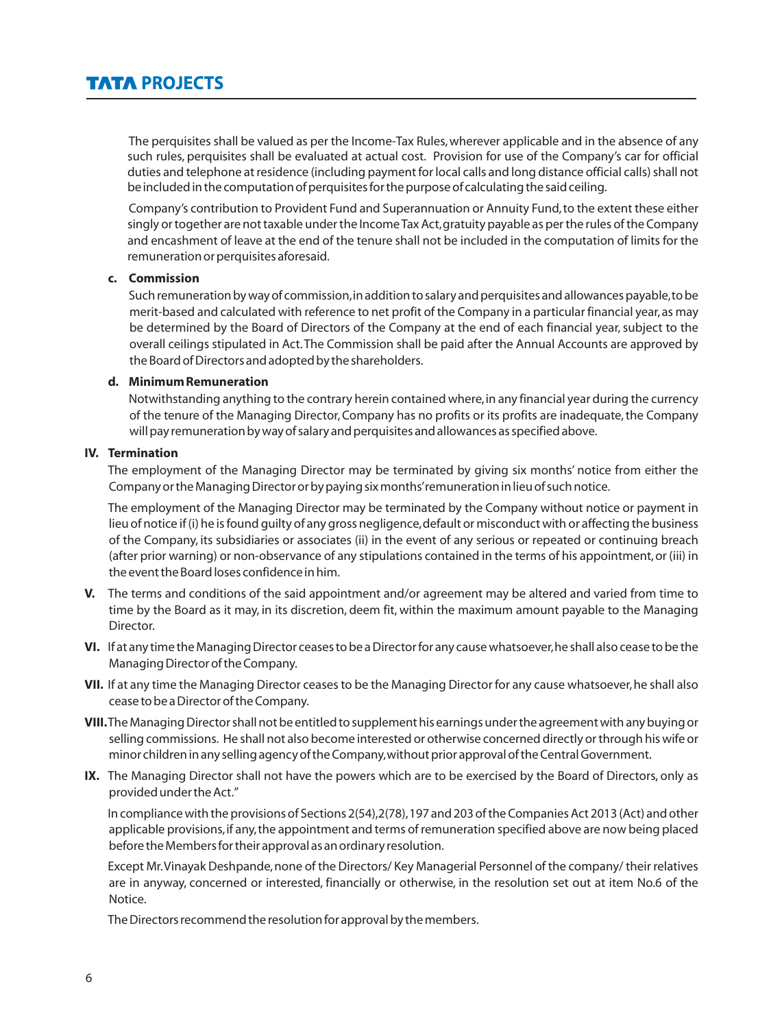The perquisites shall be valued as per the Income-Tax Rules, wherever applicable and in the absence of any such rules, perquisites shall be evaluated at actual cost. Provision for use of the Company's car for official duties and telephone at residence (including payment for local calls and long distance official calls) shall not be included in the computation of perquisites for the purpose of calculating the said ceiling.

Company's contribution to Provident Fund and Superannuation or Annuity Fund, to the extent these either singly or together are not taxable under the Income Tax Act, gratuity payable as per the rules of the Company and encashment of leave at the end of the tenure shall not be included in the computation of limits for the remuneration or perquisites aforesaid.

**c. Commission**

Such remuneration by way of commission, in addition to salary and perquisites and allowances payable, to be merit-based and calculated with reference to net profit of the Company in a particular financial year, as may be determined by the Board of Directors of the Company at the end of each financial year, subject to the overall ceilings stipulated in Act. The Commission shall be paid after the Annual Accounts are approved by the Board of Directors and adopted by the shareholders.

**d. Minimum Remuneration**

Notwithstanding anything to the contrary herein contained where, in any financial year during the currency of the tenure of the Managing Director, Company has no profits or its profits are inadequate, the Company will pay remuneration by way of salary and perquisites and allowances as specified above.

**IV. Termination**

The employment of the Managing Director may be terminated by giving six months' notice from either the Company or the Managing Director or by paying six months' remuneration in lieu of such notice.

The employment of the Managing Director may be terminated by the Company without notice or payment in lieu of notice if (i) he is found guilty of any gross negligence, default or misconduct with or affecting the business of the Company, its subsidiaries or associates (ii) in the event of any serious or repeated or continuing breach (after prior warning) or non-observance of any stipulations contained in the terms of his appointment, or (iii) in the event the Board loses confidence in him.

**V.** The terms and conditions of the said appointment and/or agreement may be altered and varied from time to time by the Board as it may, in its discretion, deem fit, within the maximum amount payable to the Managing Director.

**VI.** If at any time the Managing Director ceases to be a Director for any cause whatsoever, he shall also cease to be the Managing Director of the Company.

**VII.** If at any time the Managing Director ceases to be the Managing Director for any cause whatsoever, he shall also cease to be a Director of the Company.

**VIII.** The Managing Director shall not be entitled to supplement his earnings under the agreement with any buying or selling commissions. He shall not also become interested or otherwise concerned directly or through his wife or minor children in any selling agency of the Company, without prior approval of the Central Government.

**IX.** The Managing Director shall not have the powers which are to be exercised by the Board of Directors, only as provided under the Act."

In compliance with the provisions of Sections 2(54), 2(78), 197 and 203 of the Companies Act 2013 (Act) and other applicable provisions, if any, the appointment and terms of remuneration specified above are now being placed before the Members for their approval as an ordinary resolution.

Except Mr. Vinayak Deshpande, none of the Directors/ Key Managerial Personnel of the company/ their relatives are in anyway, concerned or interested, financially or otherwise, in the resolution set out at item No.6 of the Notice.

The Directors recommend the resolution for approval by the members.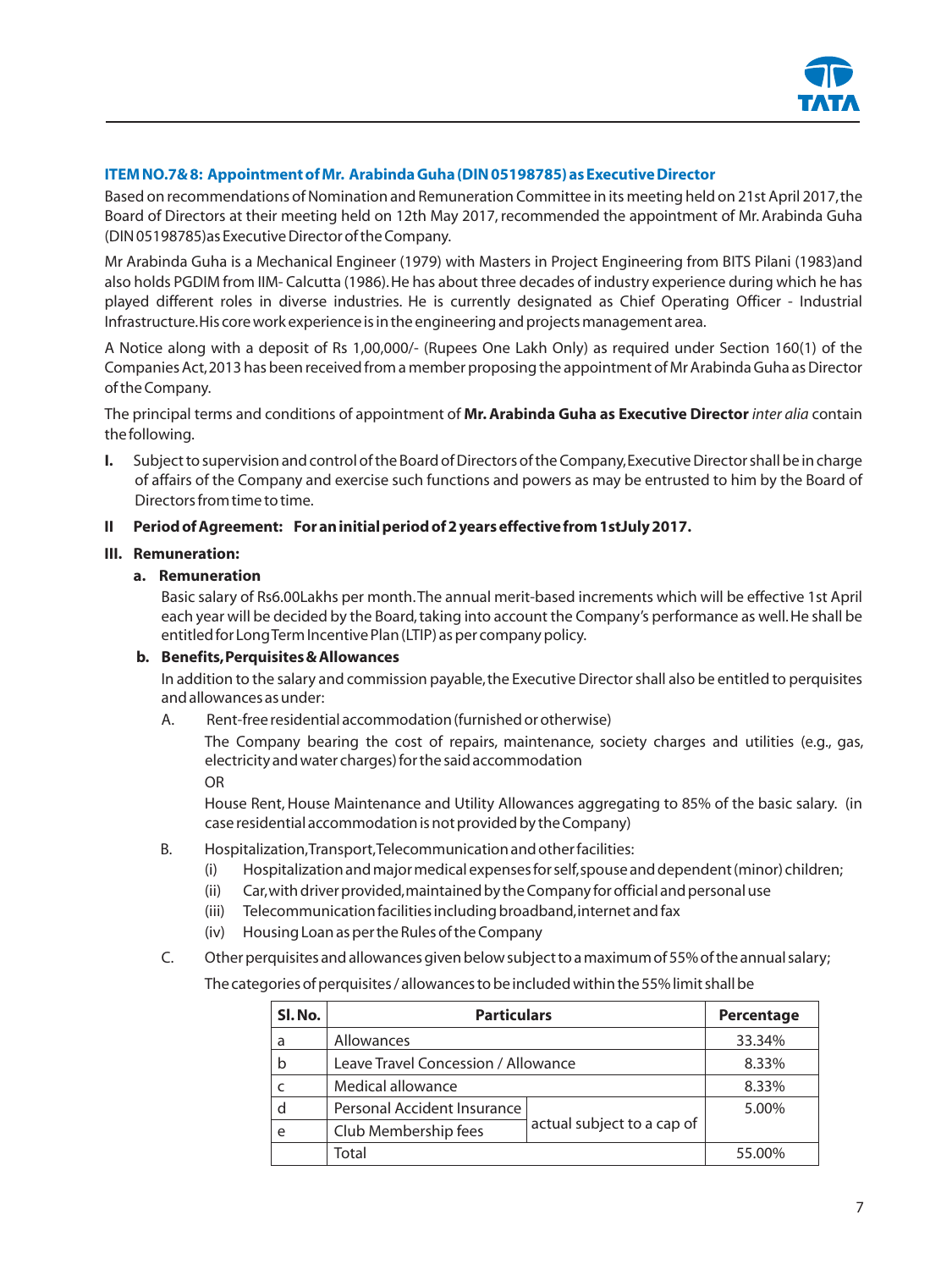### ITEM NO.7& 8: Appointment of Mr. Arabinda Guha (DIN 05198785) as Executive Director

Based on recommendations of Nomination and Remuneration Committee in its meeting held on 21st April 2017, the Board of Directors at their meeting held on 12th May 2017, recommended the appointment of Mr. Arabinda Guha (DIN 05198785)as Executive Director of the Company.

Mr Arabinda Guha is a Mechanical Engineer (1979) with Masters in Project Engineering from BITS Pilani (1983)and also holds PGDIM from IIM- Calcutta (1986). He has about three decades of industry experience during which he has played different roles in diverse industries. He is currently designated as Chief Operating Officer - Industrial Infrastructure. His core work experience is in the engineering and projects management area.

A Notice along with a deposit of Rs 1,00,000/- (Rupees One Lakh Only) as required under Section 160(1) of the Companies Act, 2013 has been received from a member proposing the appointment of Mr Arabinda Guha as Director of the Company.

The principal terms and conditions of appointment of **Mr. Arabinda Guha as Executive Director** *inter alia* contain the following.

**I.** Subject to supervision and control of the Board of Directors of the Company, Executive Director shall be in charge of affairs of the Company and exercise such functions and powers as may be entrusted to him by the Board of Directors from time to time.

**II Period of Agreement: For an initial period of 2 years effective from 1stJuly 2017.**

**III. Remuneration:**

**a. Remuneration**

Basic salary of Rs6.00Lakhs per month. The annual merit-based increments which will be effective 1st April each year will be decided by the Board, taking into account the Company's performance as well. He shall be entitled for Long Term Incentive Plan (LTIP) as per company policy.

**b. Benefits, Perquisites & Allowances**

In addition to the salary and commission payable, the Executive Director shall also be entitled to perquisites and allowances as under:

A. Rent-free residential accommodation (furnished or otherwise)

The Company bearing the cost of repairs, maintenance, society charges and utilities (e.g., gas, electricity and water charges) for the said accommodation

OR

House Rent, House Maintenance and Utility Allowances aggregating to 85% of the basic salary. (in case residential accommodation is not provided by the Company)

B. Hospitalization, Transport, Telecommunication and other facilities:

(i) Hospitalization and major medical expenses for self, spouse and dependent (minor) children;

(ii) Car, with driver provided, maintained by the Company for official and personal use

(iii) Telecommunication facilities including broadband, internet and fax

(iv) Housing Loan as per the Rules of the Company

C. Other perquisites and allowances given below subject to a maximum of 55% of the annual salary;

The categories of perquisites / allowances to be included within the 55% limit shall be

| Sl. No. | Particulars | | Percentage |
|---|---|---|---|
| a | Allowances | | 33.34% |
| b | Leave Travel Concession / Allowance | | 8.33% |
| c | Medical allowance | | 8.33% |
| d | Personal Accident Insurance | actual subject to a cap of | 5.00% |
| e | Club Membership fees | | |
| | Total | | 55.00% |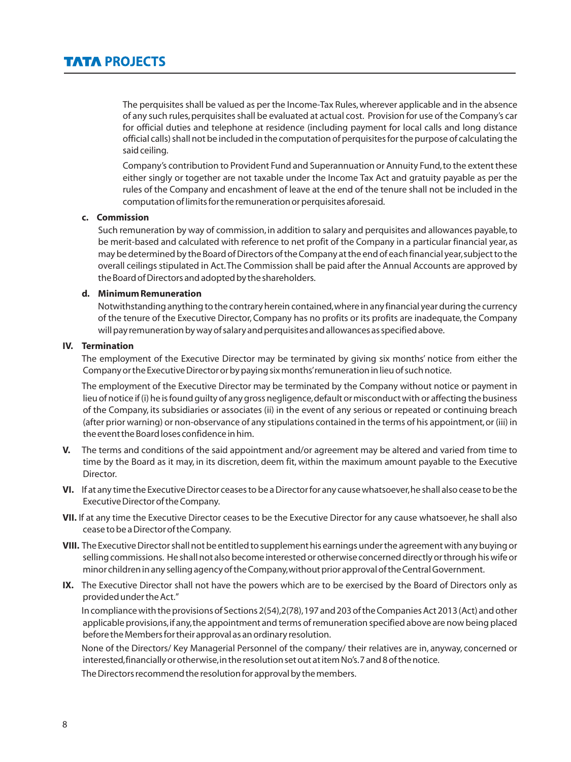The perquisites shall be valued as per the Income-Tax Rules, wherever applicable and in the absence of any such rules, perquisites shall be evaluated at actual cost. Provision for use of the Company's car for official duties and telephone at residence (including payment for local calls and long distance official calls) shall not be included in the computation of perquisites for the purpose of calculating the said ceiling.

Company's contribution to Provident Fund and Superannuation or Annuity Fund, to the extent these either singly or together are not taxable under the Income Tax Act and gratuity payable as per the rules of the Company and encashment of leave at the end of the tenure shall not be included in the computation of limits for the remuneration or perquisites aforesaid.

**c. Commission**

Such remuneration by way of commission, in addition to salary and perquisites and allowances payable, to be merit-based and calculated with reference to net profit of the Company in a particular financial year, as may be determined by the Board of Directors of the Company at the end of each financial year, subject to the overall ceilings stipulated in Act. The Commission shall be paid after the Annual Accounts are approved by the Board of Directors and adopted by the shareholders.

**d. Minimum Remuneration**

Notwithstanding anything to the contrary herein contained, where in any financial year during the currency of the tenure of the Executive Director, Company has no profits or its profits are inadequate, the Company will pay remuneration by way of salary and perquisites and allowances as specified above.

**IV. Termination**

The employment of the Executive Director may be terminated by giving six months' notice from either the Company or the Executive Director or by paying six months' remuneration in lieu of such notice.

The employment of the Executive Director may be terminated by the Company without notice or payment in lieu of notice if (i) he is found guilty of any gross negligence, default or misconduct with or affecting the business of the Company, its subsidiaries or associates (ii) in the event of any serious or repeated or continuing breach (after prior warning) or non-observance of any stipulations contained in the terms of his appointment, or (iii) in the event the Board loses confidence in him.

**V.** The terms and conditions of the said appointment and/or agreement may be altered and varied from time to time by the Board as it may, in its discretion, deem fit, within the maximum amount payable to the Executive Director.

**VI.** If at any time the Executive Director ceases to be a Director for any cause whatsoever, he shall also cease to be the Executive Director of the Company.

**VII.** If at any time the Executive Director ceases to be the Executive Director for any cause whatsoever, he shall also cease to be a Director of the Company.

**VIII.** The Executive Director shall not be entitled to supplement his earnings under the agreement with any buying or selling commissions. He shall not also become interested or otherwise concerned directly or through his wife or minor children in any selling agency of the Company, without prior approval of the Central Government.

**IX.** The Executive Director shall not have the powers which are to be exercised by the Board of Directors only as provided under the Act."

In compliance with the provisions of Sections 2(54), 2(78), 197 and 203 of the Companies Act 2013 (Act) and other applicable provisions, if any, the appointment and terms of remuneration specified above are now being placed before the Members for their approval as an ordinary resolution.

None of the Directors/ Key Managerial Personnel of the company/ their relatives are in, anyway, concerned or interested, financially or otherwise, in the resolution set out at item No's. 7 and 8 of the notice.

The Directors recommend the resolution for approval by the members.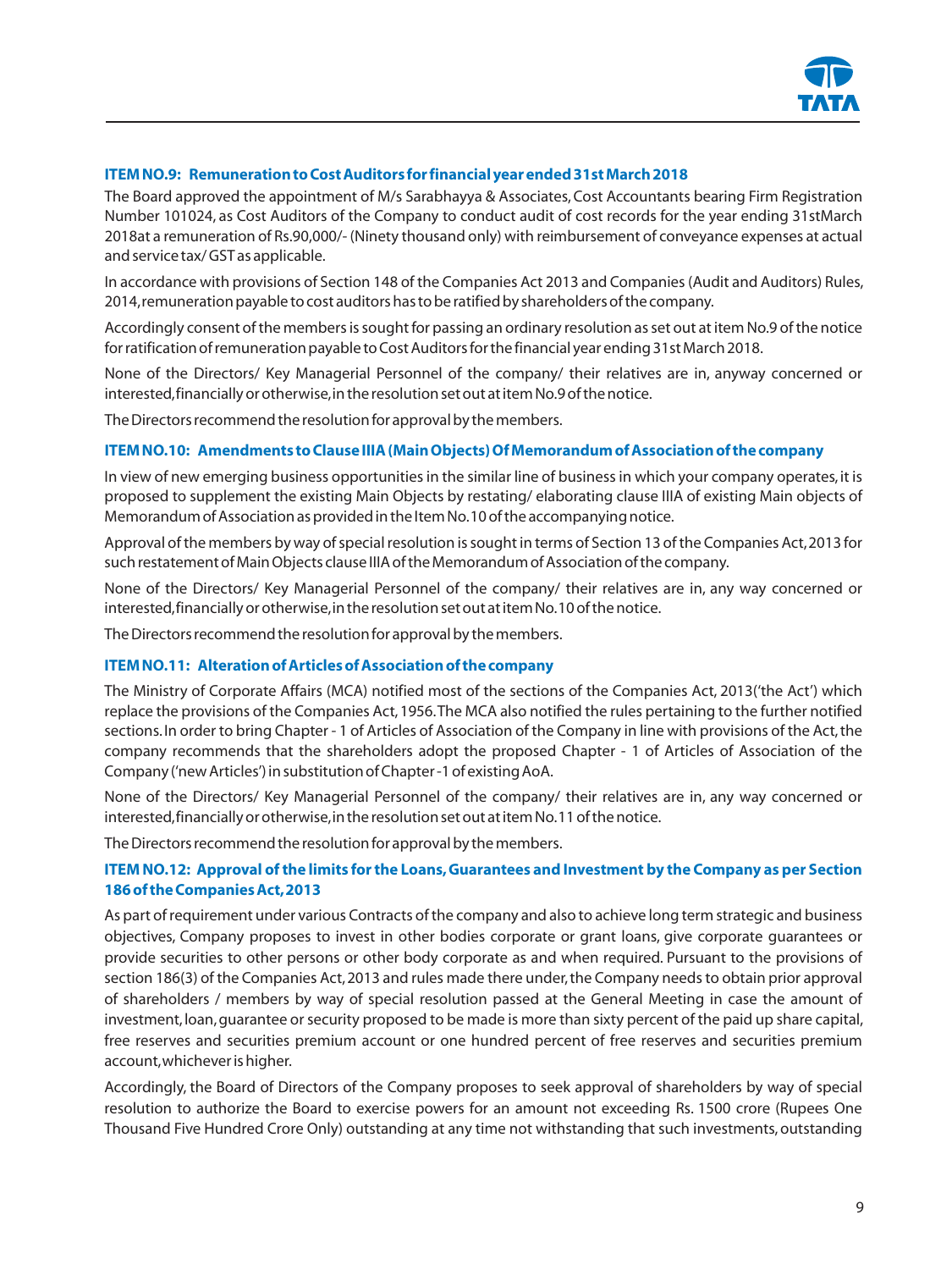### ITEM NO.9: Remuneration to Cost Auditors for financial year ended 31st March 2018

The Board approved the appointment of M/s Sarabhayya & Associates, Cost Accountants bearing Firm Registration Number 101024, as Cost Auditors of the Company to conduct audit of cost records for the year ending 31stMarch 2018at a remuneration of Rs.90,000/- (Ninety thousand only) with reimbursement of conveyance expenses at actual and service tax/ GST as applicable.

In accordance with provisions of Section 148 of the Companies Act 2013 and Companies (Audit and Auditors) Rules, 2014, remuneration payable to cost auditors has to be ratified by shareholders of the company.

Accordingly consent of the members is sought for passing an ordinary resolution as set out at item No.9 of the notice for ratification of remuneration payable to Cost Auditors for the financial year ending 31st March 2018.

None of the Directors/ Key Managerial Personnel of the company/ their relatives are in, anyway concerned or interested, financially or otherwise, in the resolution set out at item No.9 of the notice.

The Directors recommend the resolution for approval by the members.

### ITEM NO.10: Amendments to Clause IIIA (Main Objects) Of Memorandum of Association of the company

In view of new emerging business opportunities in the similar line of business in which your company operates, it is proposed to supplement the existing Main Objects by restating/ elaborating clause IIIA of existing Main objects of Memorandum of Association as provided in the Item No.10 of the accompanying notice.

Approval of the members by way of special resolution is sought in terms of Section 13 of the Companies Act, 2013 for such restatement of Main Objects clause IIIA of the Memorandum of Association of the company.

None of the Directors/ Key Managerial Personnel of the company/ their relatives are in, any way concerned or interested, financially or otherwise, in the resolution set out at item No.10 of the notice.

The Directors recommend the resolution for approval by the members.

### ITEM NO.11: Alteration of Articles of Association of the company

The Ministry of Corporate Affairs (MCA) notified most of the sections of the Companies Act, 2013('the Act') which replace the provisions of the Companies Act, 1956. The MCA also notified the rules pertaining to the further notified sections. In order to bring Chapter - 1 of Articles of Association of the Company in line with provisions of the Act, the company recommends that the shareholders adopt the proposed Chapter - 1 of Articles of Association of the Company ('new Articles') in substitution of Chapter -1 of existing AoA.

None of the Directors/ Key Managerial Personnel of the company/ their relatives are in, any way concerned or interested, financially or otherwise, in the resolution set out at item No.11 of the notice.

The Directors recommend the resolution for approval by the members.

### ITEM NO.12: Approval of the limits for the Loans, Guarantees and Investment by the Company as per Section 186 of the Companies Act, 2013

As part of requirement under various Contracts of the company and also to achieve long term strategic and business objectives, Company proposes to invest in other bodies corporate or grant loans, give corporate guarantees or provide securities to other persons or other body corporate as and when required. Pursuant to the provisions of section 186(3) of the Companies Act, 2013 and rules made there under, the Company needs to obtain prior approval of shareholders / members by way of special resolution passed at the General Meeting in case the amount of investment, loan, guarantee or security proposed to be made is more than sixty percent of the paid up share capital, free reserves and securities premium account or one hundred percent of free reserves and securities premium account, whichever is higher.

Accordingly, the Board of Directors of the Company proposes to seek approval of shareholders by way of special resolution to authorize the Board to exercise powers for an amount not exceeding Rs. 1500 crore (Rupees One Thousand Five Hundred Crore Only) outstanding at any time not withstanding that such investments, outstanding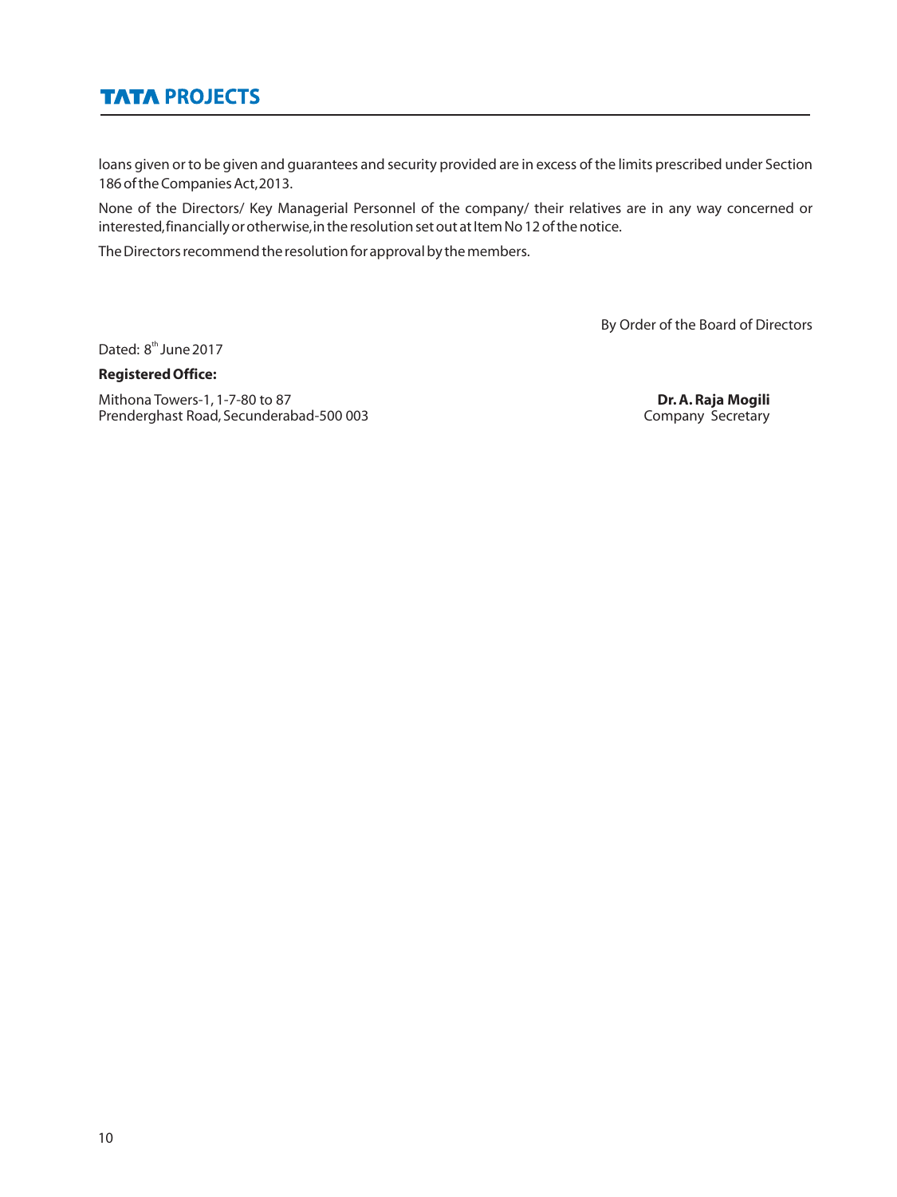loans given or to be given and guarantees and security provided are in excess of the limits prescribed under Section 186 of the Companies Act, 2013.

None of the Directors/ Key Managerial Personnel of the company/ their relatives are in any way concerned or interested, financially or otherwise, in the resolution set out at Item No 12 of the notice.

The Directors recommend the resolution for approval by the members.

By Order of the Board of Directors

Dated: 8th June 2017

**Registered Office:**

Mithona Towers-1, 1-7-80 to 87
Prenderghast Road, Secunderabad-500 003

**Dr. A. Raja Mogili**
Company Secretary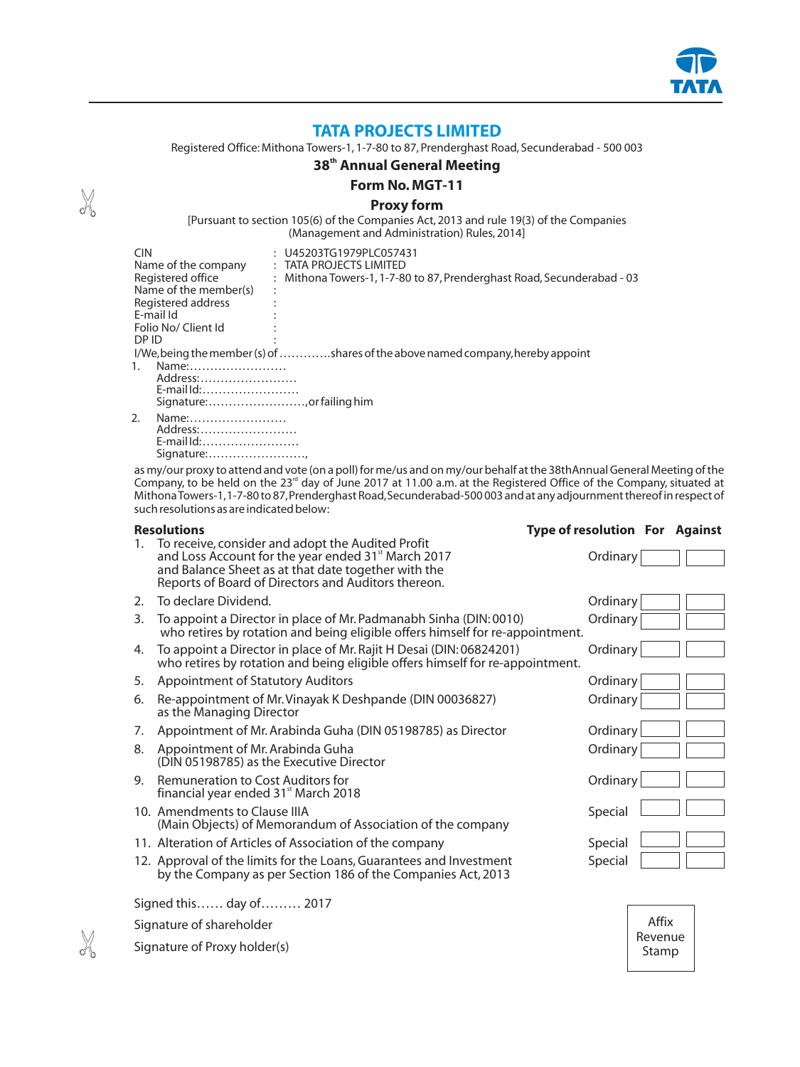# TATA PROJECTS LIMITED

Registered Office: Mithona Towers-1, 1-7-80 to 87, Prenderghast Road, Secunderabad - 500 003

## 38th Annual General Meeting

## Form No. MGT-11

## Proxy form

[Pursuant to section 105(6) of the Companies Act, 2013 and rule 19(3) of the Companies (Management and Administration) Rules, 2014]

CIN : U45203TG1979PLC057431
Name of the company : TATA PROJECTS LIMITED
Registered office : Mithona Towers-1, 1-7-80 to 87, Prenderghast Road, Secunderabad - 03
Name of the member(s) :
Registered address :
E-mail Id :
Folio No/ Client Id :
DP ID :

I/We, being the member (s) of …………shares of the above named company, hereby appoint

1. Name:……………………
   Address:……………………
   E-mail Id:……………………
   Signature:……………………, or failing him

2. Name:……………………
   Address:……………………
   E-mail Id:……………………
   Signature:……………………,

as my/our proxy to attend and vote (on a poll) for me/us and on my/our behalf at the 38thAnnual General Meeting of the Company, to be held on the 23rd day of June 2017 at 11.00 a.m. at the Registered Office of the Company, situated at Mithona Towers-1, 1-7-80 to 87, Prenderghast Road, Secunderabad-500 003 and at any adjournment thereof in respect of such resolutions as are indicated below:

| Resolutions | Type of resolution | For | Against |
|---|---|---|---|
| 1. To receive, consider and adopt the Audited Profit and Loss Account for the year ended 31st March 2017 and Balance Sheet as at that date together with the Reports of Board of Directors and Auditors thereon. | Ordinary | | |
| 2. To declare Dividend. | Ordinary | | |
| 3. To appoint a Director in place of Mr. Padmanabh Sinha (DIN: 0010) who retires by rotation and being eligible offers himself for re-appointment. | Ordinary | | |
| 4. To appoint a Director in place of Mr. Rajit H Desai (DIN: 06824201) who retires by rotation and being eligible offers himself for re-appointment. | Ordinary | | |
| 5. Appointment of Statutory Auditors | Ordinary | | |
| 6. Re-appointment of Mr. Vinayak K Deshpande (DIN 00036827) as the Managing Director | Ordinary | | |
| 7. Appointment of Mr. Arabinda Guha (DIN 05198785) as Director | Ordinary | | |
| 8. Appointment of Mr. Arabinda Guha (DIN 05198785) as the Executive Director | Ordinary | | |
| 9. Remuneration to Cost Auditors for financial year ended 31st March 2018 | Ordinary | | |
| 10. Amendments to Clause IIIA (Main Objects) of Memorandum of Association of the company | Special | | |
| 11. Alteration of Articles of Association of the company | Special | | |
| 12. Approval of the limits for the Loans, Guarantees and Investment by the Company as per Section 186 of the Companies Act, 2013 | Special | | |

Signed this…… day of……… 2017

Signature of shareholder

Signature of Proxy holder(s)

Affix Revenue Stamp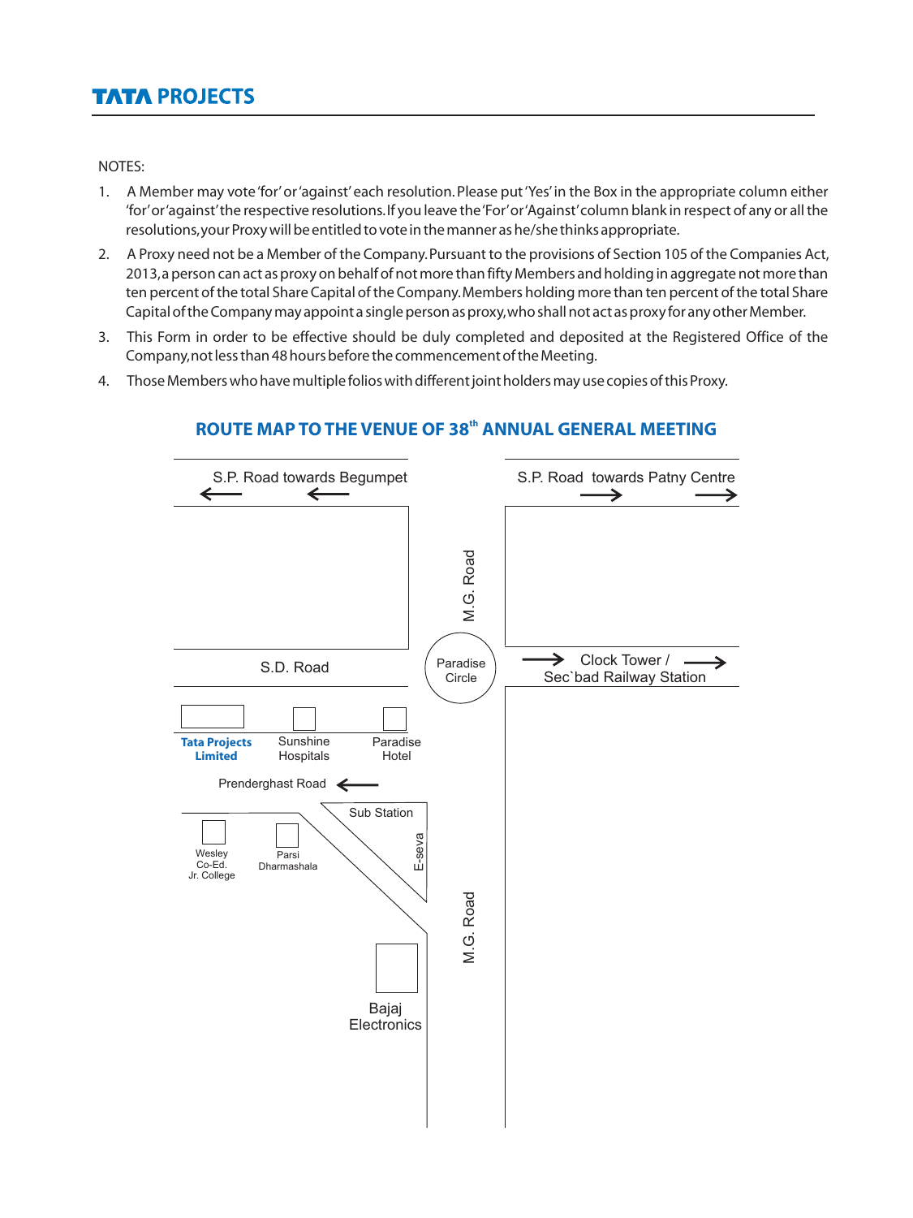NOTES:

1. A Member may vote 'for' or 'against' each resolution. Please put 'Yes' in the Box in the appropriate column either 'for' or 'against' the respective resolutions. If you leave the 'For' or 'Against' column blank in respect of any or all the resolutions, your Proxy will be entitled to vote in the manner as he/she thinks appropriate.
2. A Proxy need not be a Member of the Company. Pursuant to the provisions of Section 105 of the Companies Act, 2013, a person can act as proxy on behalf of not more than fifty Members and holding in aggregate not more than ten percent of the total Share Capital of the Company. Members holding more than ten percent of the total Share Capital of the Company may appoint a single person as proxy, who shall not act as proxy for any other Member.
3. This Form in order to be effective should be duly completed and deposited at the Registered Office of the Company, not less than 48 hours before the commencement of the Meeting.
4. Those Members who have multiple folios with different joint holders may use copies of this Proxy.

## ROUTE MAP TO THE VENUE OF 38th ANNUAL GENERAL MEETING

S.P. Road towards Begumpet

S.P. Road towards Patny Centre

M.G. Road

Paradise Circle

S.D. Road

Clock Tower / Sec`bad Railway Station

Tata Projects Limited

Sunshine Hospitals

Paradise Hotel

Prenderghast Road

Sub Station

E-seva

Wesley Co-Ed. Jr. College

Parsi Dharmashala

M.G. Road

Bajaj Electronics